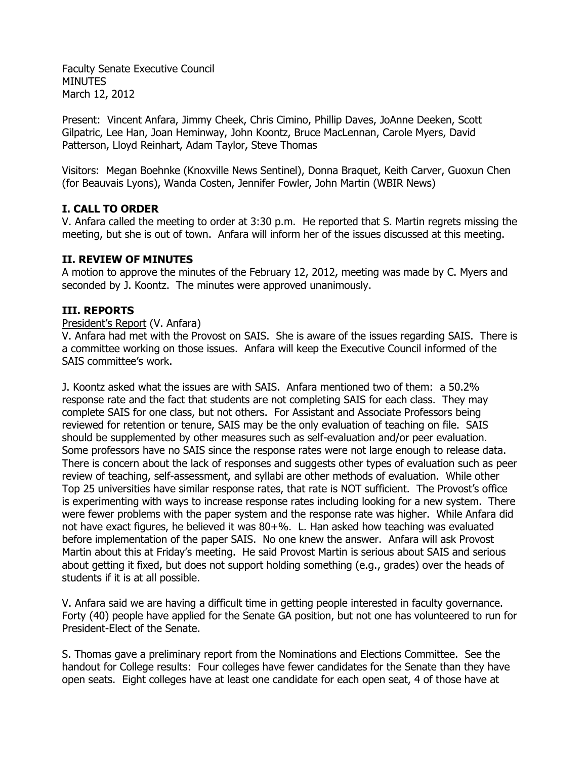Faculty Senate Executive Council
MINUTES
March 12, 2012

Present: Vincent Anfara, Jimmy Cheek, Chris Cimino, Phillip Daves, JoAnne Deeken, Scott Gilpatric, Lee Han, Joan Heminway, John Koontz, Bruce MacLennan, Carole Myers, David Patterson, Lloyd Reinhart, Adam Taylor, Steve Thomas

Visitors: Megan Boehnke (Knoxville News Sentinel), Donna Braquet, Keith Carver, Guoxun Chen (for Beauvais Lyons), Wanda Costen, Jennifer Fowler, John Martin (WBIR News)

## I. CALL TO ORDER

V. Anfara called the meeting to order at 3:30 p.m. He reported that S. Martin regrets missing the meeting, but she is out of town. Anfara will inform her of the issues discussed at this meeting.

## II. REVIEW OF MINUTES

A motion to approve the minutes of the February 12, 2012, meeting was made by C. Myers and seconded by J. Koontz. The minutes were approved unanimously.

## III. REPORTS

President's Report (V. Anfara)

V. Anfara had met with the Provost on SAIS. She is aware of the issues regarding SAIS. There is a committee working on those issues. Anfara will keep the Executive Council informed of the SAIS committee's work.

J. Koontz asked what the issues are with SAIS. Anfara mentioned two of them: a 50.2% response rate and the fact that students are not completing SAIS for each class. They may complete SAIS for one class, but not others. For Assistant and Associate Professors being reviewed for retention or tenure, SAIS may be the only evaluation of teaching on file. SAIS should be supplemented by other measures such as self-evaluation and/or peer evaluation. Some professors have no SAIS since the response rates were not large enough to release data. There is concern about the lack of responses and suggests other types of evaluation such as peer review of teaching, self-assessment, and syllabi are other methods of evaluation. While other Top 25 universities have similar response rates, that rate is NOT sufficient. The Provost's office is experimenting with ways to increase response rates including looking for a new system. There were fewer problems with the paper system and the response rate was higher. While Anfara did not have exact figures, he believed it was 80+%. L. Han asked how teaching was evaluated before implementation of the paper SAIS. No one knew the answer. Anfara will ask Provost Martin about this at Friday's meeting. He said Provost Martin is serious about SAIS and serious about getting it fixed, but does not support holding something (e.g., grades) over the heads of students if it is at all possible.

V. Anfara said we are having a difficult time in getting people interested in faculty governance. Forty (40) people have applied for the Senate GA position, but not one has volunteered to run for President-Elect of the Senate.

S. Thomas gave a preliminary report from the Nominations and Elections Committee. See the handout for College results: Four colleges have fewer candidates for the Senate than they have open seats. Eight colleges have at least one candidate for each open seat, 4 of those have at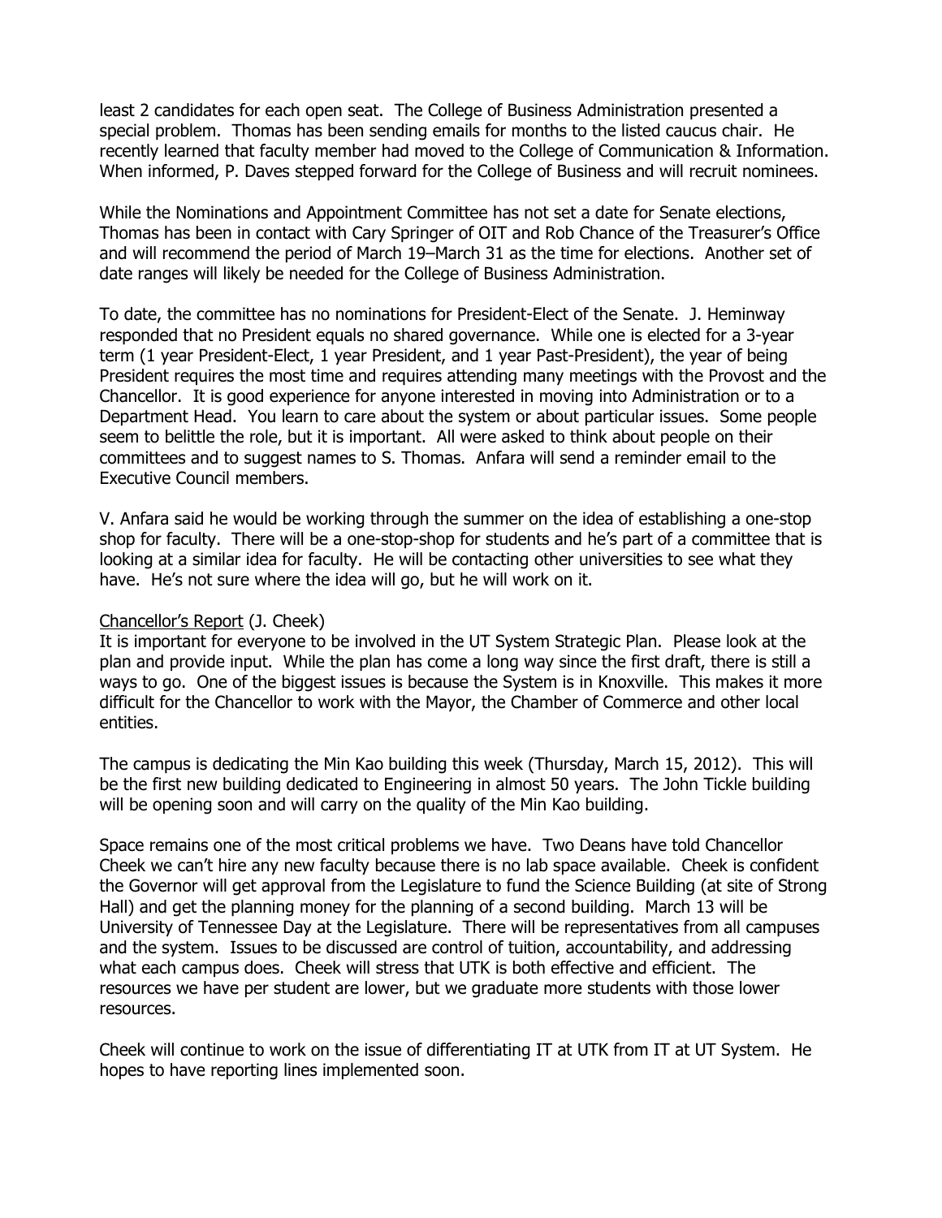least 2 candidates for each open seat. The College of Business Administration presented a special problem. Thomas has been sending emails for months to the listed caucus chair. He recently learned that faculty member had moved to the College of Communication & Information. When informed, P. Daves stepped forward for the College of Business and will recruit nominees.

While the Nominations and Appointment Committee has not set a date for Senate elections, Thomas has been in contact with Cary Springer of OIT and Rob Chance of the Treasurer's Office and will recommend the period of March 19–March 31 as the time for elections. Another set of date ranges will likely be needed for the College of Business Administration.

To date, the committee has no nominations for President-Elect of the Senate. J. Heminway responded that no President equals no shared governance. While one is elected for a 3-year term (1 year President-Elect, 1 year President, and 1 year Past-President), the year of being President requires the most time and requires attending many meetings with the Provost and the Chancellor. It is good experience for anyone interested in moving into Administration or to a Department Head. You learn to care about the system or about particular issues. Some people seem to belittle the role, but it is important. All were asked to think about people on their committees and to suggest names to S. Thomas. Anfara will send a reminder email to the Executive Council members.

V. Anfara said he would be working through the summer on the idea of establishing a one-stop shop for faculty. There will be a one-stop-shop for students and he's part of a committee that is looking at a similar idea for faculty. He will be contacting other universities to see what they have. He's not sure where the idea will go, but he will work on it.

Chancellor's Report (J. Cheek)

It is important for everyone to be involved in the UT System Strategic Plan. Please look at the plan and provide input. While the plan has come a long way since the first draft, there is still a ways to go. One of the biggest issues is because the System is in Knoxville. This makes it more difficult for the Chancellor to work with the Mayor, the Chamber of Commerce and other local entities.

The campus is dedicating the Min Kao building this week (Thursday, March 15, 2012). This will be the first new building dedicated to Engineering in almost 50 years. The John Tickle building will be opening soon and will carry on the quality of the Min Kao building.

Space remains one of the most critical problems we have. Two Deans have told Chancellor Cheek we can't hire any new faculty because there is no lab space available. Cheek is confident the Governor will get approval from the Legislature to fund the Science Building (at site of Strong Hall) and get the planning money for the planning of a second building. March 13 will be University of Tennessee Day at the Legislature. There will be representatives from all campuses and the system. Issues to be discussed are control of tuition, accountability, and addressing what each campus does. Cheek will stress that UTK is both effective and efficient. The resources we have per student are lower, but we graduate more students with those lower resources.

Cheek will continue to work on the issue of differentiating IT at UTK from IT at UT System. He hopes to have reporting lines implemented soon.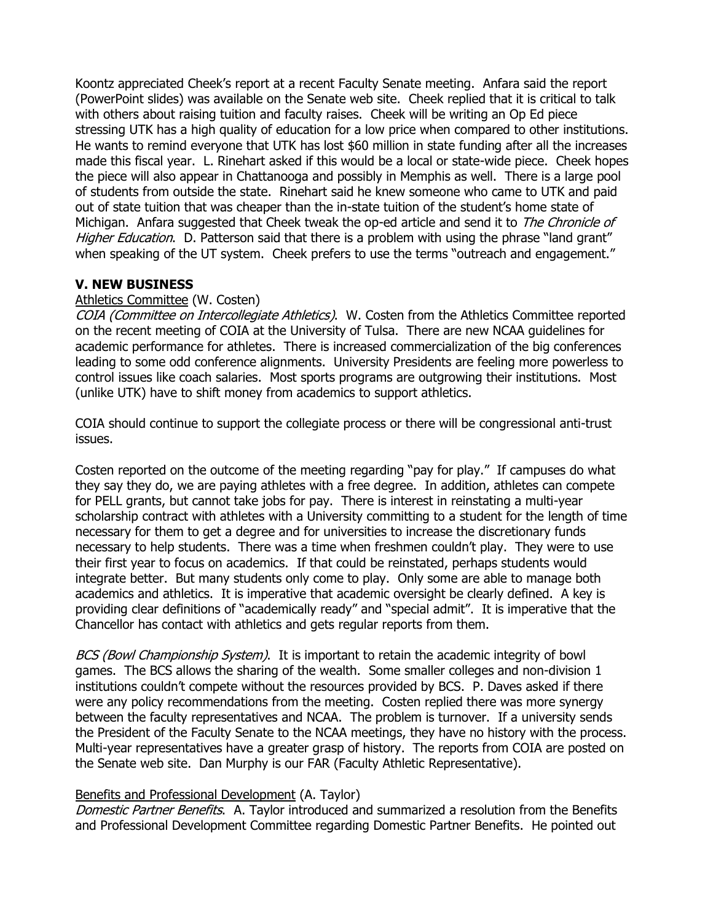Koontz appreciated Cheek's report at a recent Faculty Senate meeting. Anfara said the report (PowerPoint slides) was available on the Senate web site. Cheek replied that it is critical to talk with others about raising tuition and faculty raises. Cheek will be writing an Op Ed piece stressing UTK has a high quality of education for a low price when compared to other institutions. He wants to remind everyone that UTK has lost $60 million in state funding after all the increases made this fiscal year. L. Rinehart asked if this would be a local or state-wide piece. Cheek hopes the piece will also appear in Chattanooga and possibly in Memphis as well. There is a large pool of students from outside the state. Rinehart said he knew someone who came to UTK and paid out of state tuition that was cheaper than the in-state tuition of the student's home state of Michigan. Anfara suggested that Cheek tweak the op-ed article and send it to *The Chronicle of Higher Education*. D. Patterson said that there is a problem with using the phrase "land grant" when speaking of the UT system. Cheek prefers to use the terms "outreach and engagement."

## V. NEW BUSINESS

Athletics Committee (W. Costen)

*COIA (Committee on Intercollegiate Athletics)*. W. Costen from the Athletics Committee reported on the recent meeting of COIA at the University of Tulsa. There are new NCAA guidelines for academic performance for athletes. There is increased commercialization of the big conferences leading to some odd conference alignments. University Presidents are feeling more powerless to control issues like coach salaries. Most sports programs are outgrowing their institutions. Most (unlike UTK) have to shift money from academics to support athletics.

COIA should continue to support the collegiate process or there will be congressional anti-trust issues.

Costen reported on the outcome of the meeting regarding "pay for play." If campuses do what they say they do, we are paying athletes with a free degree. In addition, athletes can compete for PELL grants, but cannot take jobs for pay. There is interest in reinstating a multi-year scholarship contract with athletes with a University committing to a student for the length of time necessary for them to get a degree and for universities to increase the discretionary funds necessary to help students. There was a time when freshmen couldn't play. They were to use their first year to focus on academics. If that could be reinstated, perhaps students would integrate better. But many students only come to play. Only some are able to manage both academics and athletics. It is imperative that academic oversight be clearly defined. A key is providing clear definitions of "academically ready" and "special admit". It is imperative that the Chancellor has contact with athletics and gets regular reports from them.

*BCS (Bowl Championship System)*. It is important to retain the academic integrity of bowl games. The BCS allows the sharing of the wealth. Some smaller colleges and non-division 1 institutions couldn't compete without the resources provided by BCS. P. Daves asked if there were any policy recommendations from the meeting. Costen replied there was more synergy between the faculty representatives and NCAA. The problem is turnover. If a university sends the President of the Faculty Senate to the NCAA meetings, they have no history with the process. Multi-year representatives have a greater grasp of history. The reports from COIA are posted on the Senate web site. Dan Murphy is our FAR (Faculty Athletic Representative).

Benefits and Professional Development (A. Taylor)

*Domestic Partner Benefits*. A. Taylor introduced and summarized a resolution from the Benefits and Professional Development Committee regarding Domestic Partner Benefits. He pointed out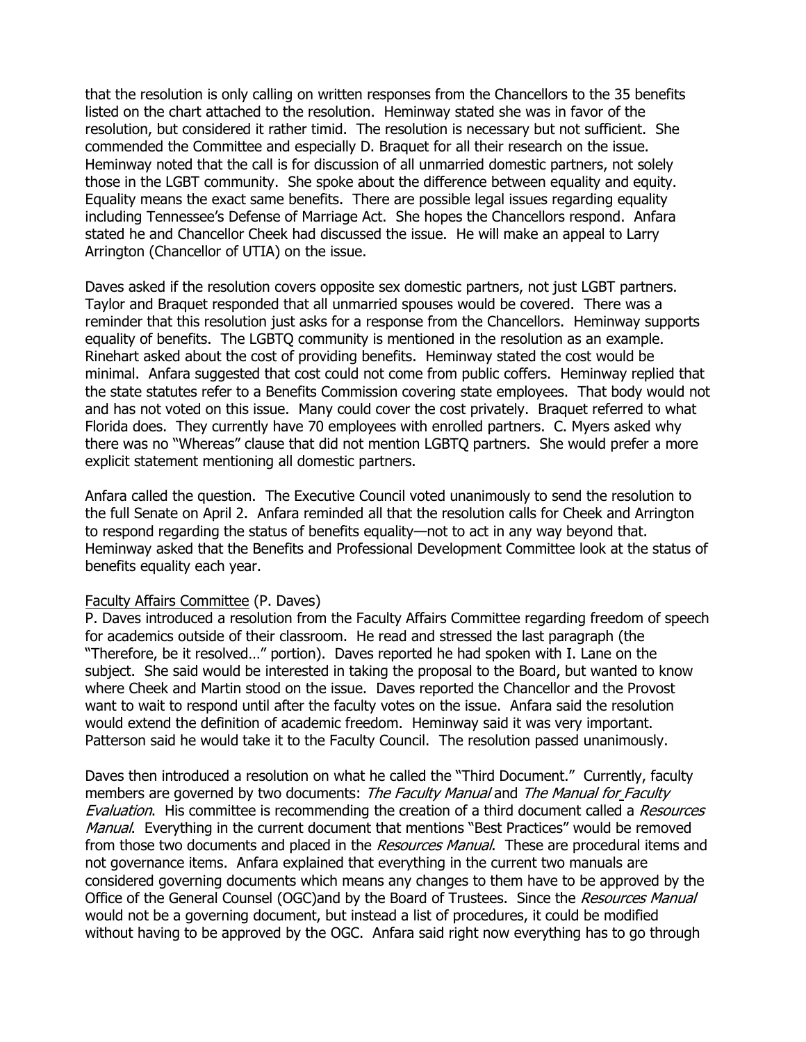that the resolution is only calling on written responses from the Chancellors to the 35 benefits listed on the chart attached to the resolution. Heminway stated she was in favor of the resolution, but considered it rather timid. The resolution is necessary but not sufficient. She commended the Committee and especially D. Braquet for all their research on the issue. Heminway noted that the call is for discussion of all unmarried domestic partners, not solely those in the LGBT community. She spoke about the difference between equality and equity. Equality means the exact same benefits. There are possible legal issues regarding equality including Tennessee's Defense of Marriage Act. She hopes the Chancellors respond. Anfara stated he and Chancellor Cheek had discussed the issue. He will make an appeal to Larry Arrington (Chancellor of UTIA) on the issue.

Daves asked if the resolution covers opposite sex domestic partners, not just LGBT partners. Taylor and Braquet responded that all unmarried spouses would be covered. There was a reminder that this resolution just asks for a response from the Chancellors. Heminway supports equality of benefits. The LGBTQ community is mentioned in the resolution as an example. Rinehart asked about the cost of providing benefits. Heminway stated the cost would be minimal. Anfara suggested that cost could not come from public coffers. Heminway replied that the state statutes refer to a Benefits Commission covering state employees. That body would not and has not voted on this issue. Many could cover the cost privately. Braquet referred to what Florida does. They currently have 70 employees with enrolled partners. C. Myers asked why there was no "Whereas" clause that did not mention LGBTQ partners. She would prefer a more explicit statement mentioning all domestic partners.

Anfara called the question. The Executive Council voted unanimously to send the resolution to the full Senate on April 2. Anfara reminded all that the resolution calls for Cheek and Arrington to respond regarding the status of benefits equality—not to act in any way beyond that. Heminway asked that the Benefits and Professional Development Committee look at the status of benefits equality each year.

Faculty Affairs Committee (P. Daves)

P. Daves introduced a resolution from the Faculty Affairs Committee regarding freedom of speech for academics outside of their classroom. He read and stressed the last paragraph (the "Therefore, be it resolved…" portion). Daves reported he had spoken with I. Lane on the subject. She said would be interested in taking the proposal to the Board, but wanted to know where Cheek and Martin stood on the issue. Daves reported the Chancellor and the Provost want to wait to respond until after the faculty votes on the issue. Anfara said the resolution would extend the definition of academic freedom. Heminway said it was very important. Patterson said he would take it to the Faculty Council. The resolution passed unanimously.

Daves then introduced a resolution on what he called the "Third Document." Currently, faculty members are governed by two documents: *The Faculty Manual* and *The Manual for Faculty Evaluation*. His committee is recommending the creation of a third document called a *Resources Manual*. Everything in the current document that mentions "Best Practices" would be removed from those two documents and placed in the *Resources Manual*. These are procedural items and not governance items. Anfara explained that everything in the current two manuals are considered governing documents which means any changes to them have to be approved by the Office of the General Counsel (OGC)and by the Board of Trustees. Since the *Resources Manual* would not be a governing document, but instead a list of procedures, it could be modified without having to be approved by the OGC. Anfara said right now everything has to go through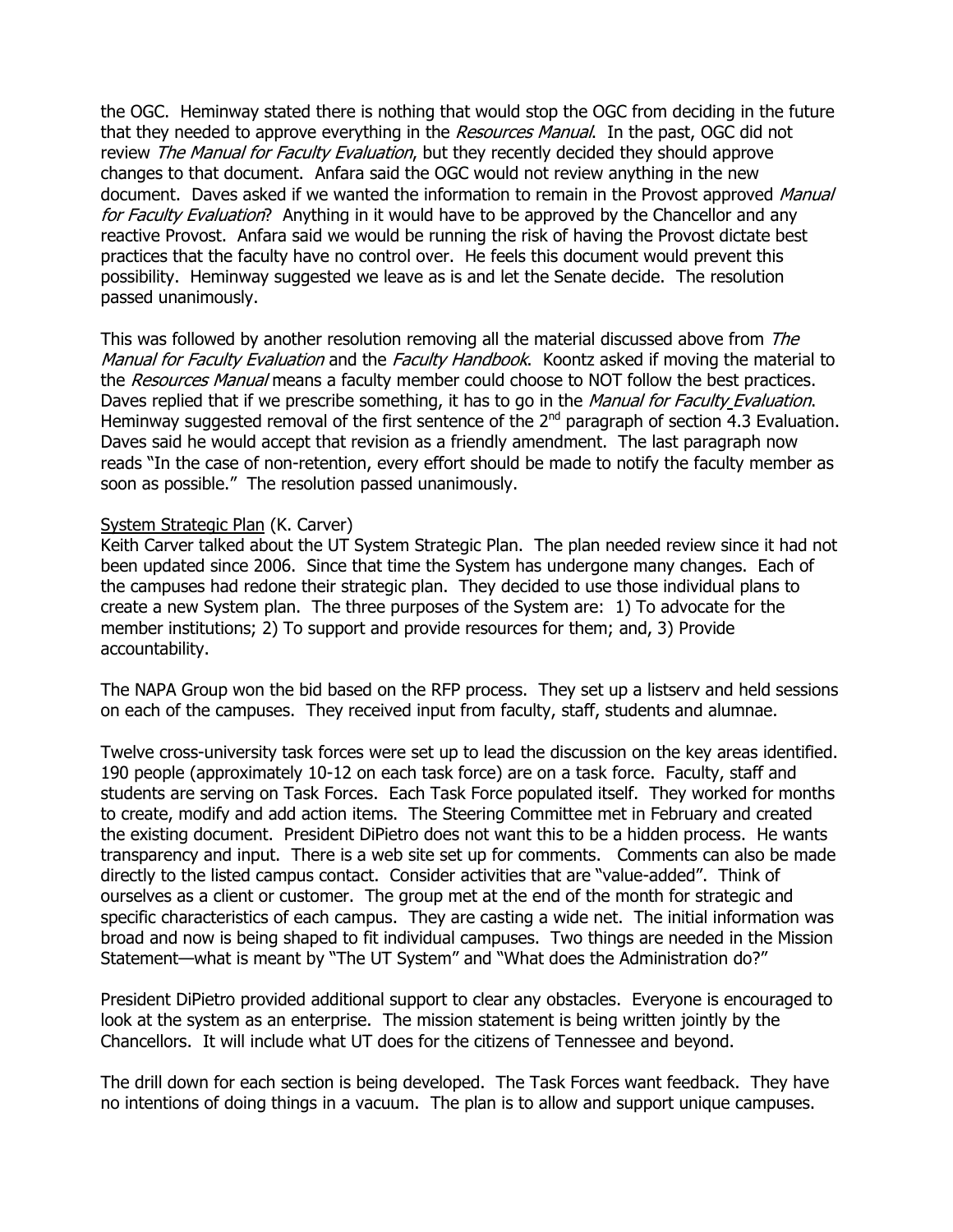the OGC. Heminway stated there is nothing that would stop the OGC from deciding in the future that they needed to approve everything in the *Resources Manual*. In the past, OGC did not review *The Manual for Faculty Evaluation*, but they recently decided they should approve changes to that document. Anfara said the OGC would not review anything in the new document. Daves asked if we wanted the information to remain in the Provost approved *Manual for Faculty Evaluation*? Anything in it would have to be approved by the Chancellor and any reactive Provost. Anfara said we would be running the risk of having the Provost dictate best practices that the faculty have no control over. He feels this document would prevent this possibility. Heminway suggested we leave as is and let the Senate decide. The resolution passed unanimously.

This was followed by another resolution removing all the material discussed above from *The Manual for Faculty Evaluation* and the *Faculty Handbook*. Koontz asked if moving the material to the *Resources Manual* means a faculty member could choose to NOT follow the best practices. Daves replied that if we prescribe something, it has to go in the *Manual for Faculty Evaluation*. Heminway suggested removal of the first sentence of the 2nd paragraph of section 4.3 Evaluation. Daves said he would accept that revision as a friendly amendment. The last paragraph now reads "In the case of non-retention, every effort should be made to notify the faculty member as soon as possible." The resolution passed unanimously.

System Strategic Plan (K. Carver)
Keith Carver talked about the UT System Strategic Plan. The plan needed review since it had not been updated since 2006. Since that time the System has undergone many changes. Each of the campuses had redone their strategic plan. They decided to use those individual plans to create a new System plan. The three purposes of the System are: 1) To advocate for the member institutions; 2) To support and provide resources for them; and, 3) Provide accountability.

The NAPA Group won the bid based on the RFP process. They set up a listserv and held sessions on each of the campuses. They received input from faculty, staff, students and alumnae.

Twelve cross-university task forces were set up to lead the discussion on the key areas identified. 190 people (approximately 10-12 on each task force) are on a task force. Faculty, staff and students are serving on Task Forces. Each Task Force populated itself. They worked for months to create, modify and add action items. The Steering Committee met in February and created the existing document. President DiPietro does not want this to be a hidden process. He wants transparency and input. There is a web site set up for comments. Comments can also be made directly to the listed campus contact. Consider activities that are "value-added". Think of ourselves as a client or customer. The group met at the end of the month for strategic and specific characteristics of each campus. They are casting a wide net. The initial information was broad and now is being shaped to fit individual campuses. Two things are needed in the Mission Statement—what is meant by "The UT System" and "What does the Administration do?"

President DiPietro provided additional support to clear any obstacles. Everyone is encouraged to look at the system as an enterprise. The mission statement is being written jointly by the Chancellors. It will include what UT does for the citizens of Tennessee and beyond.

The drill down for each section is being developed. The Task Forces want feedback. They have no intentions of doing things in a vacuum. The plan is to allow and support unique campuses.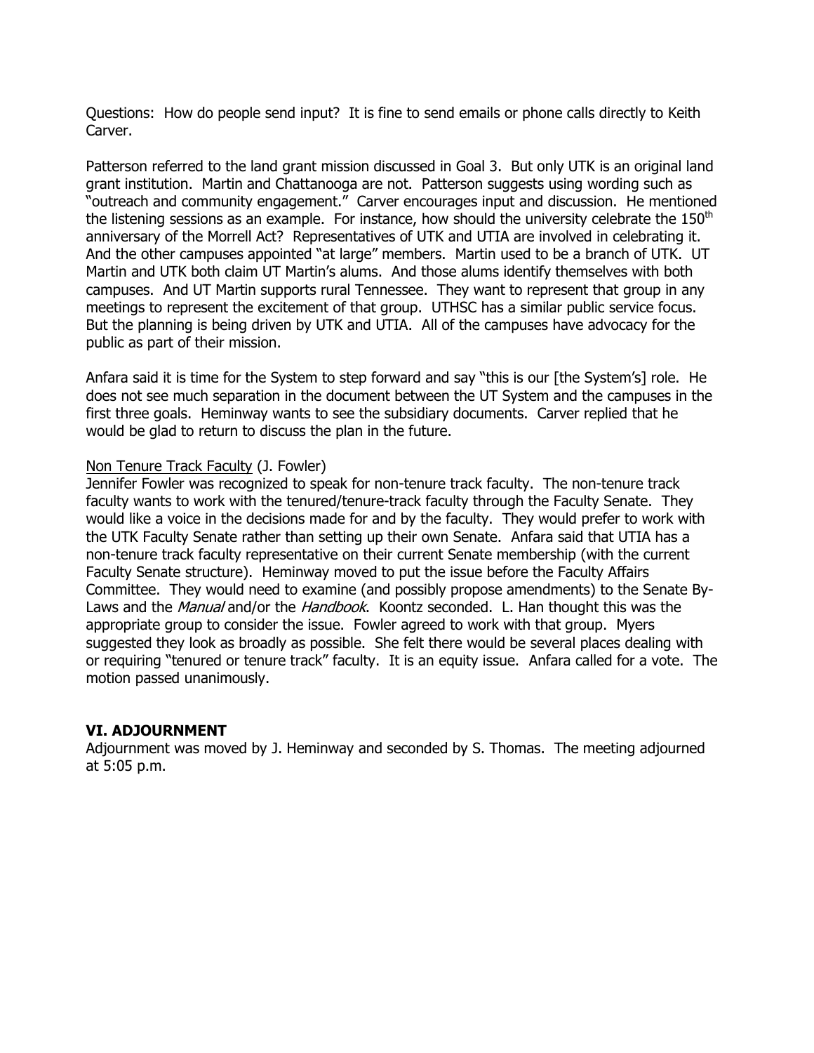Questions: How do people send input? It is fine to send emails or phone calls directly to Keith Carver.

Patterson referred to the land grant mission discussed in Goal 3. But only UTK is an original land grant institution. Martin and Chattanooga are not. Patterson suggests using wording such as "outreach and community engagement." Carver encourages input and discussion. He mentioned the listening sessions as an example. For instance, how should the university celebrate the 150th anniversary of the Morrell Act? Representatives of UTK and UTIA are involved in celebrating it. And the other campuses appointed "at large" members. Martin used to be a branch of UTK. UT Martin and UTK both claim UT Martin's alums. And those alums identify themselves with both campuses. And UT Martin supports rural Tennessee. They want to represent that group in any meetings to represent the excitement of that group. UTHSC has a similar public service focus. But the planning is being driven by UTK and UTIA. All of the campuses have advocacy for the public as part of their mission.

Anfara said it is time for the System to step forward and say "this is our [the System's] role. He does not see much separation in the document between the UT System and the campuses in the first three goals. Heminway wants to see the subsidiary documents. Carver replied that he would be glad to return to discuss the plan in the future.

Non Tenure Track Faculty (J. Fowler)
Jennifer Fowler was recognized to speak for non-tenure track faculty. The non-tenure track faculty wants to work with the tenured/tenure-track faculty through the Faculty Senate. They would like a voice in the decisions made for and by the faculty. They would prefer to work with the UTK Faculty Senate rather than setting up their own Senate. Anfara said that UTIA has a non-tenure track faculty representative on their current Senate membership (with the current Faculty Senate structure). Heminway moved to put the issue before the Faculty Affairs Committee. They would need to examine (and possibly propose amendments) to the Senate By-Laws and the *Manual* and/or the *Handbook*. Koontz seconded. L. Han thought this was the appropriate group to consider the issue. Fowler agreed to work with that group. Myers suggested they look as broadly as possible. She felt there would be several places dealing with or requiring "tenured or tenure track" faculty. It is an equity issue. Anfara called for a vote. The motion passed unanimously.

**VI. ADJOURNMENT**

Adjournment was moved by J. Heminway and seconded by S. Thomas. The meeting adjourned at 5:05 p.m.